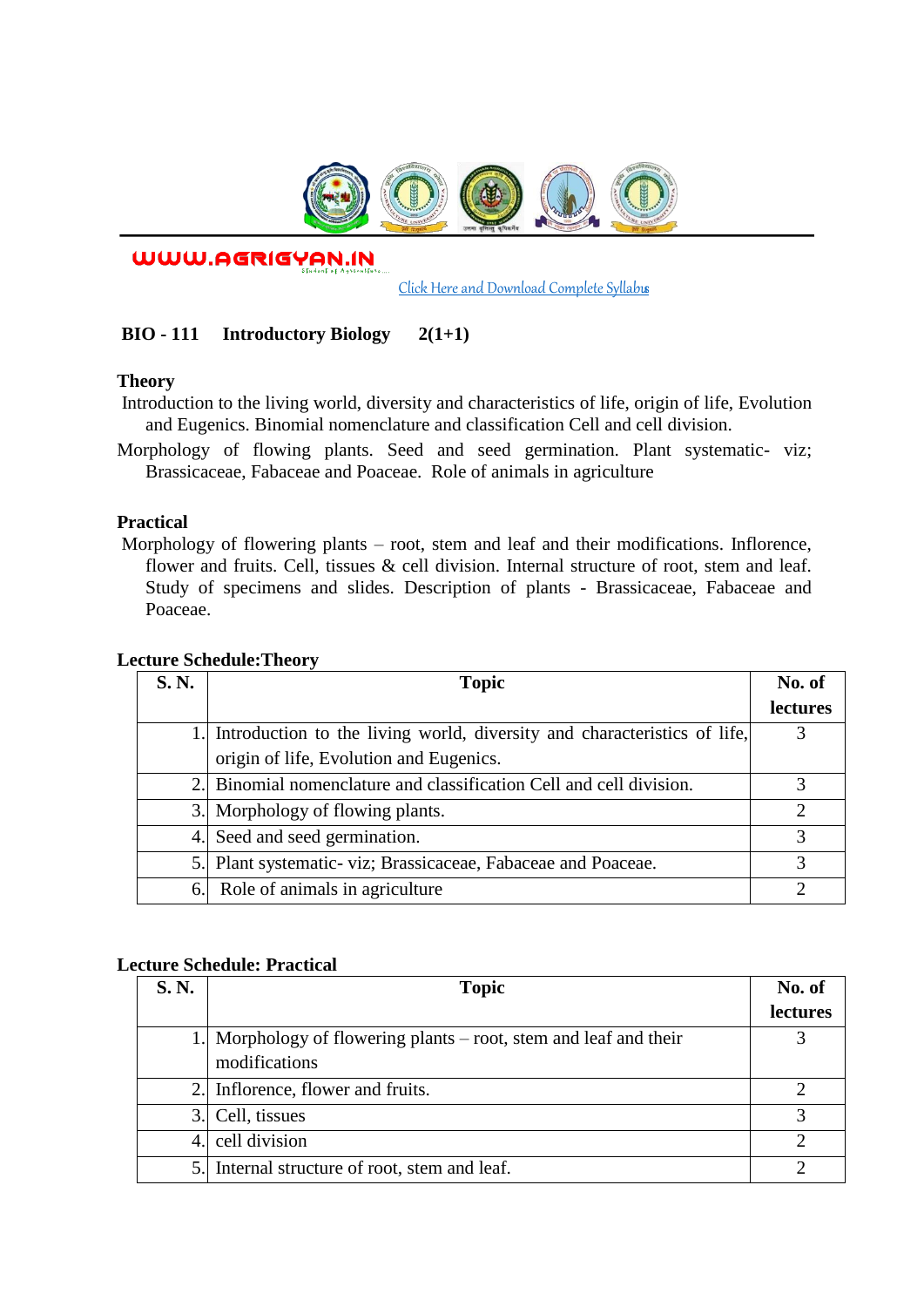WWW.AGRIGYAN.IN

Click Here and Download Complete Syllabus

**BIO - 111 Introductory Biology 2(1+1)**

**Theory**

Introduction to the living world, diversity and characteristics of life, origin of life, Evolution and Eugenics. Binomial nomenclature and classification Cell and cell division.

Morphology of flowing plants. Seed and seed germination. Plant systematic- viz; Brassicaceae, Fabaceae and Poaceae. Role of animals in agriculture

**Practical**

Morphology of flowering plants – root, stem and leaf and their modifications. Inflorence, flower and fruits. Cell, tissues & cell division. Internal structure of root, stem and leaf. Study of specimens and slides. Description of plants - Brassicaceae, Fabaceae and Poaceae.

**Lecture Schedule:Theory**

| S. N. | Topic | No. of lectures |
|---|---|---|
| 1. | Introduction to the living world, diversity and characteristics of life, origin of life, Evolution and Eugenics. | 3 |
| 2. | Binomial nomenclature and classification Cell and cell division. | 3 |
| 3. | Morphology of flowing plants. | 2 |
| 4. | Seed and seed germination. | 3 |
| 5. | Plant systematic- viz; Brassicaceae, Fabaceae and Poaceae. | 3 |
| 6. | Role of animals in agriculture | 2 |

**Lecture Schedule: Practical**

| S. N. | Topic | No. of lectures |
|---|---|---|
| 1. | Morphology of flowering plants – root, stem and leaf and their modifications | 3 |
| 2. | Inflorence, flower and fruits. | 2 |
| 3. | Cell, tissues | 3 |
| 4. | cell division | 2 |
| 5. | Internal structure of root, stem and leaf. | 2 |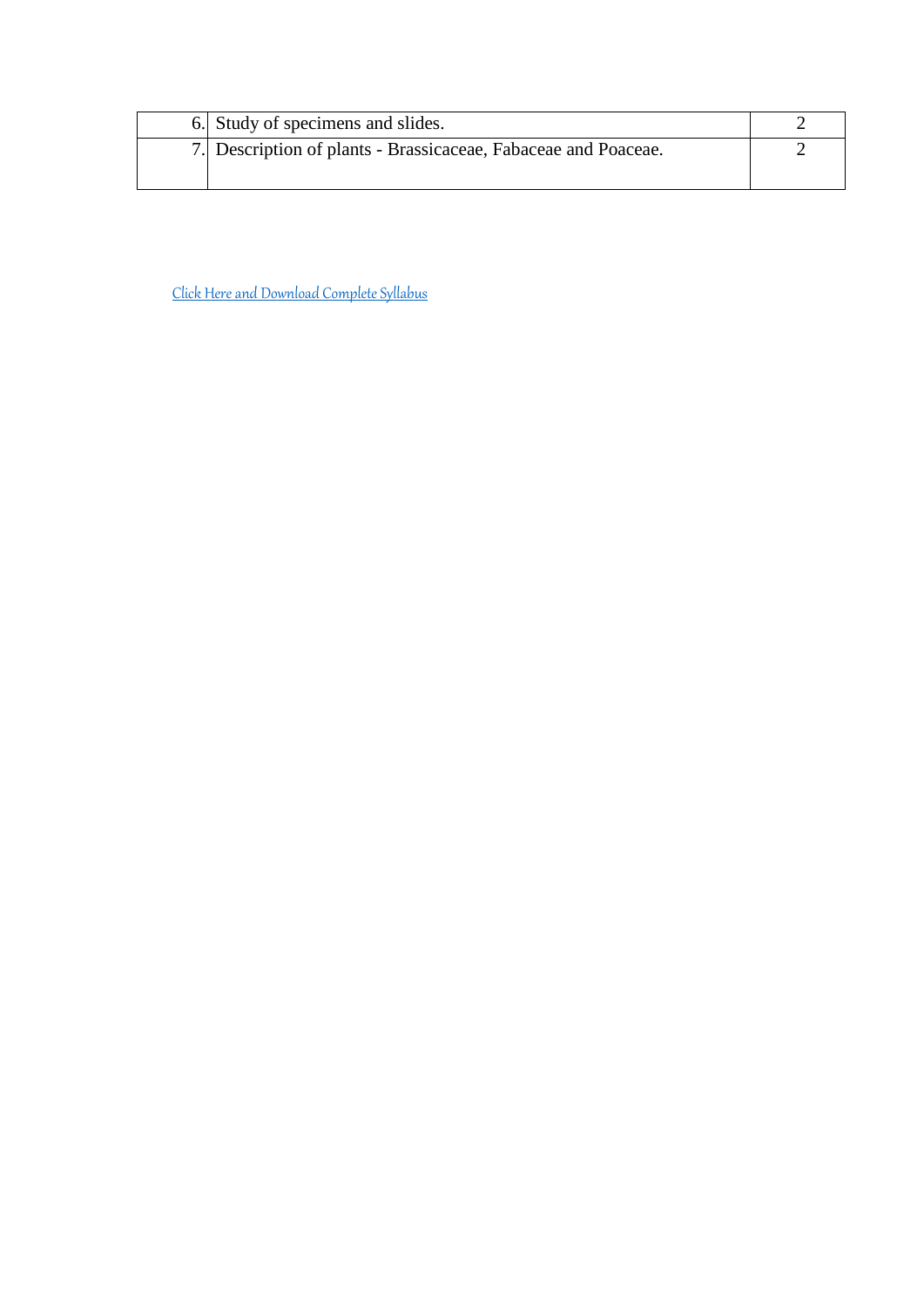| | | |
|---|---|---|
| 6. | Study of specimens and slides. | 2 |
| 7. | Description of plants - Brassicaceae, Fabaceae and Poaceae. | 2 |

Click Here and Download Complete Syllabus